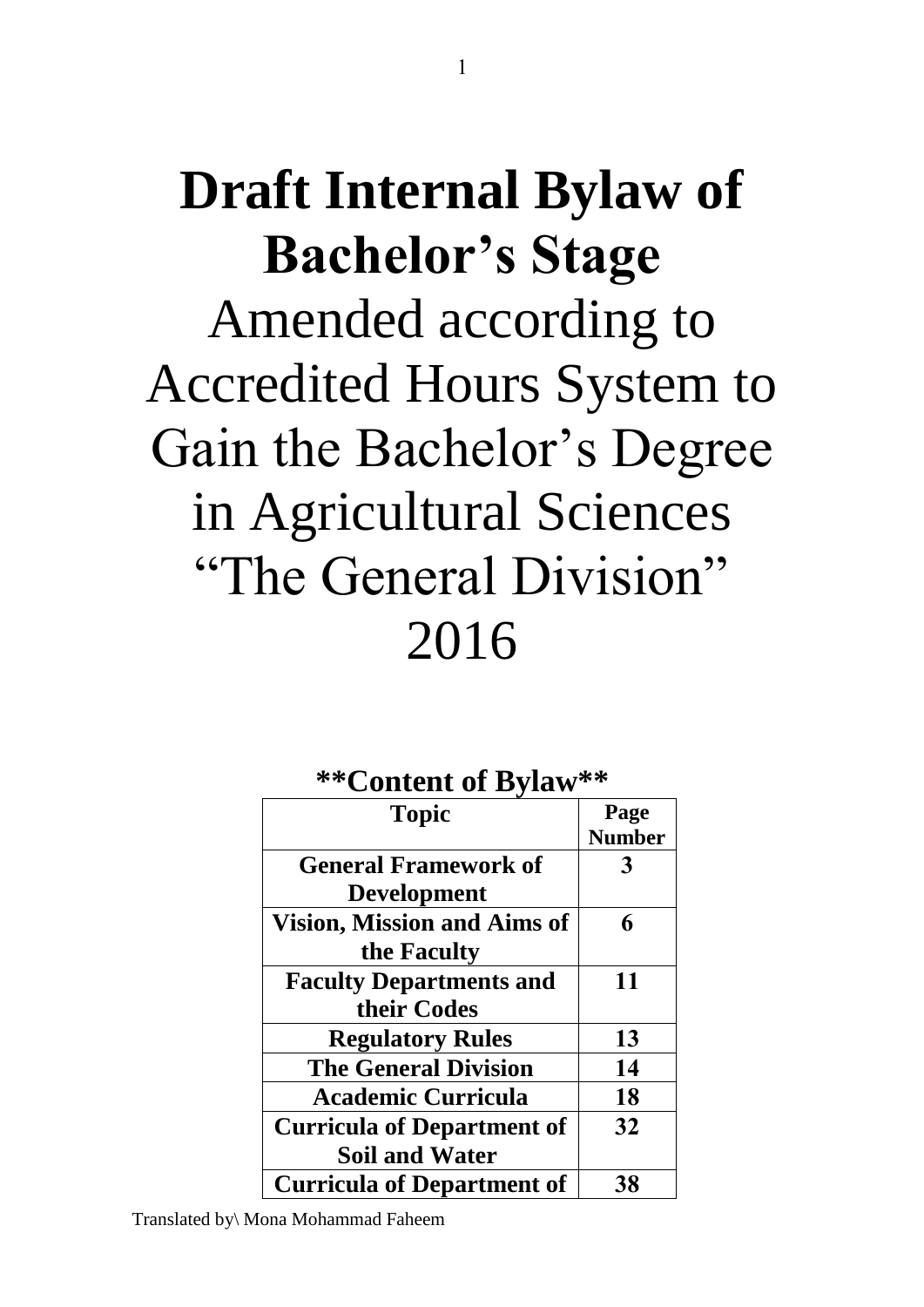# Draft Internal Bylaw of Bachelor's Stage

Amended according to Accredited Hours System to Gain the Bachelor's Degree in Agricultural Sciences "The General Division" 2016

**Content of Bylaw**

| Topic | Page Number |
|---|---|
| General Framework of Development | 3 |
| Vision, Mission and Aims of the Faculty | 6 |
| Faculty Departments and their Codes | 11 |
| Regulatory Rules | 13 |
| The General Division | 14 |
| Academic Curricula | 18 |
| Curricula of Department of Soil and Water | 32 |
| Curricula of Department of | 38 |

Translated by\ Mona Mohammad Faheem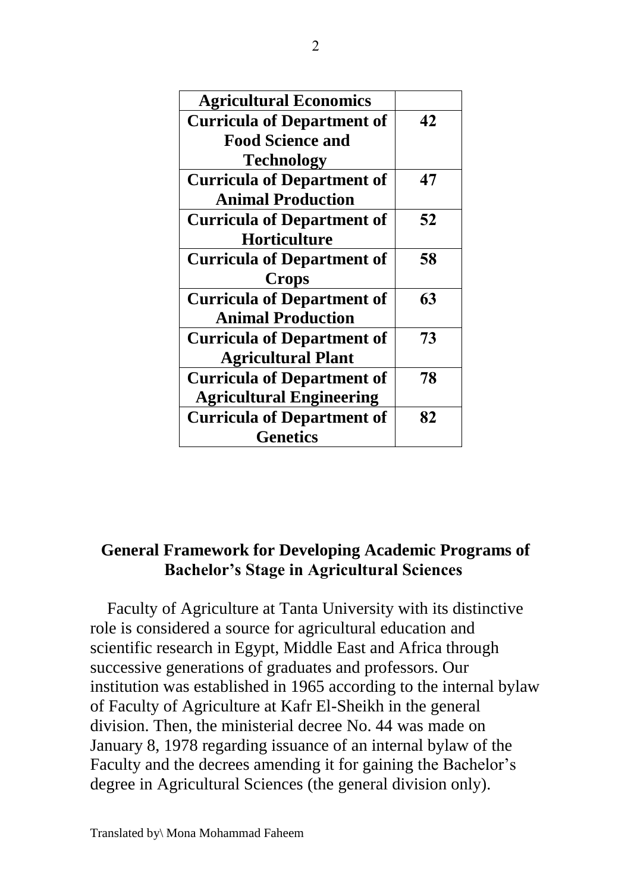| | |
|---|---|
| **Agricultural Economics** | |
| **Curricula of Department of Food Science and Technology** | **42** |
| **Curricula of Department of Animal Production** | **47** |
| **Curricula of Department of Horticulture** | **52** |
| **Curricula of Department of Crops** | **58** |
| **Curricula of Department of Animal Production** | **63** |
| **Curricula of Department of Agricultural Plant** | **73** |
| **Curricula of Department of Agricultural Engineering** | **78** |
| **Curricula of Department of Genetics** | **82** |

## General Framework for Developing Academic Programs of Bachelor's Stage in Agricultural Sciences

Faculty of Agriculture at Tanta University with its distinctive role is considered a source for agricultural education and scientific research in Egypt, Middle East and Africa through successive generations of graduates and professors. Our institution was established in 1965 according to the internal bylaw of Faculty of Agriculture at Kafr El-Sheikh in the general division. Then, the ministerial decree No. 44 was made on January 8, 1978 regarding issuance of an internal bylaw of the Faculty and the decrees amending it for gaining the Bachelor's degree in Agricultural Sciences (the general division only).

Translated by\ Mona Mohammad Faheem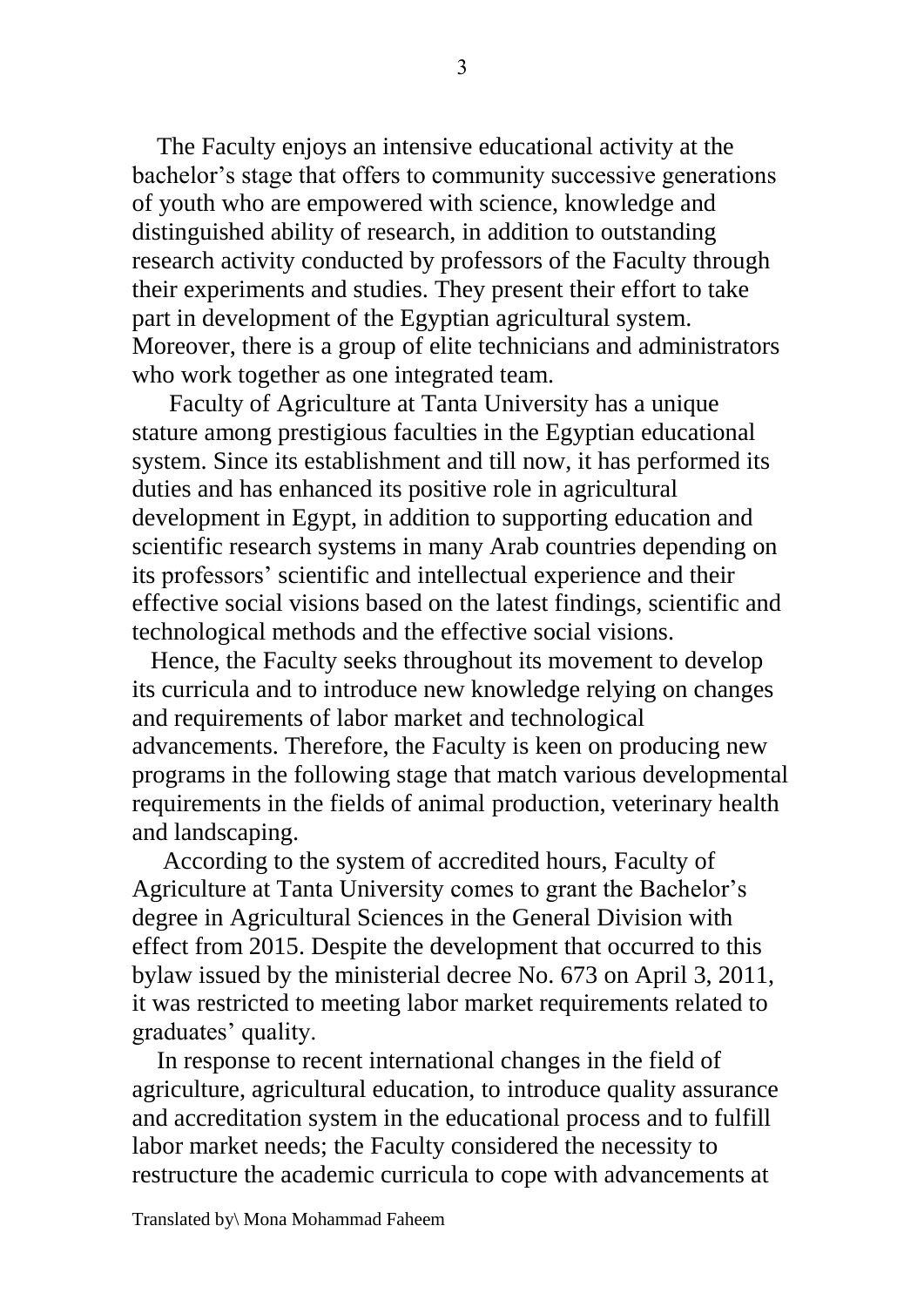The Faculty enjoys an intensive educational activity at the bachelor's stage that offers to community successive generations of youth who are empowered with science, knowledge and distinguished ability of research, in addition to outstanding research activity conducted by professors of the Faculty through their experiments and studies. They present their effort to take part in development of the Egyptian agricultural system. Moreover, there is a group of elite technicians and administrators who work together as one integrated team.

Faculty of Agriculture at Tanta University has a unique stature among prestigious faculties in the Egyptian educational system. Since its establishment and till now, it has performed its duties and has enhanced its positive role in agricultural development in Egypt, in addition to supporting education and scientific research systems in many Arab countries depending on its professors' scientific and intellectual experience and their effective social visions based on the latest findings, scientific and technological methods and the effective social visions.

Hence, the Faculty seeks throughout its movement to develop its curricula and to introduce new knowledge relying on changes and requirements of labor market and technological advancements. Therefore, the Faculty is keen on producing new programs in the following stage that match various developmental requirements in the fields of animal production, veterinary health and landscaping.

According to the system of accredited hours, Faculty of Agriculture at Tanta University comes to grant the Bachelor's degree in Agricultural Sciences in the General Division with effect from 2015. Despite the development that occurred to this bylaw issued by the ministerial decree No. 673 on April 3, 2011, it was restricted to meeting labor market requirements related to graduates' quality.

In response to recent international changes in the field of agriculture, agricultural education, to introduce quality assurance and accreditation system in the educational process and to fulfill labor market needs; the Faculty considered the necessity to restructure the academic curricula to cope with advancements at

Translated by\ Mona Mohammad Faheem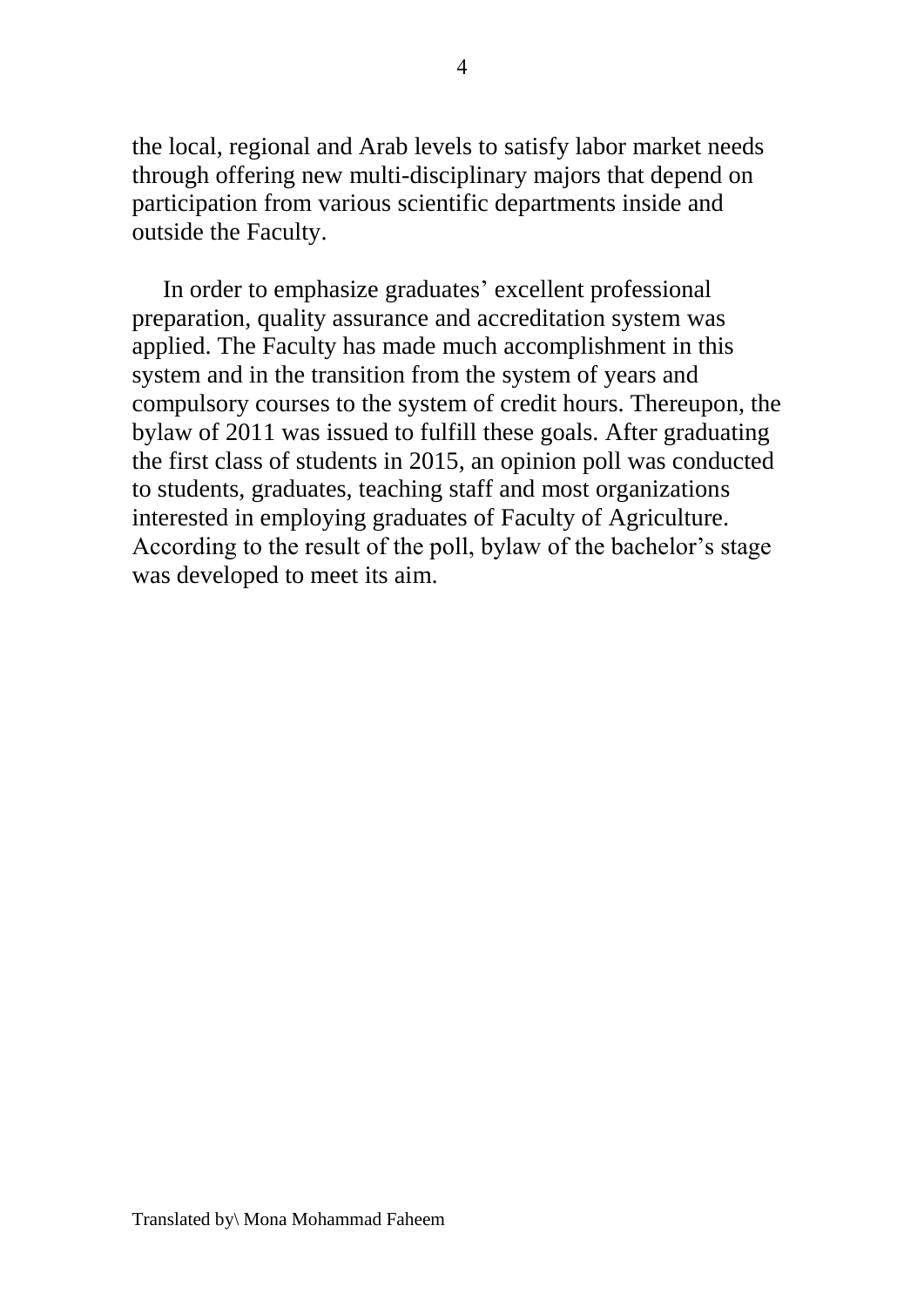the local, regional and Arab levels to satisfy labor market needs through offering new multi-disciplinary majors that depend on participation from various scientific departments inside and outside the Faculty.

In order to emphasize graduates' excellent professional preparation, quality assurance and accreditation system was applied. The Faculty has made much accomplishment in this system and in the transition from the system of years and compulsory courses to the system of credit hours. Thereupon, the bylaw of 2011 was issued to fulfill these goals. After graduating the first class of students in 2015, an opinion poll was conducted to students, graduates, teaching staff and most organizations interested in employing graduates of Faculty of Agriculture. According to the result of the poll, bylaw of the bachelor's stage was developed to meet its aim.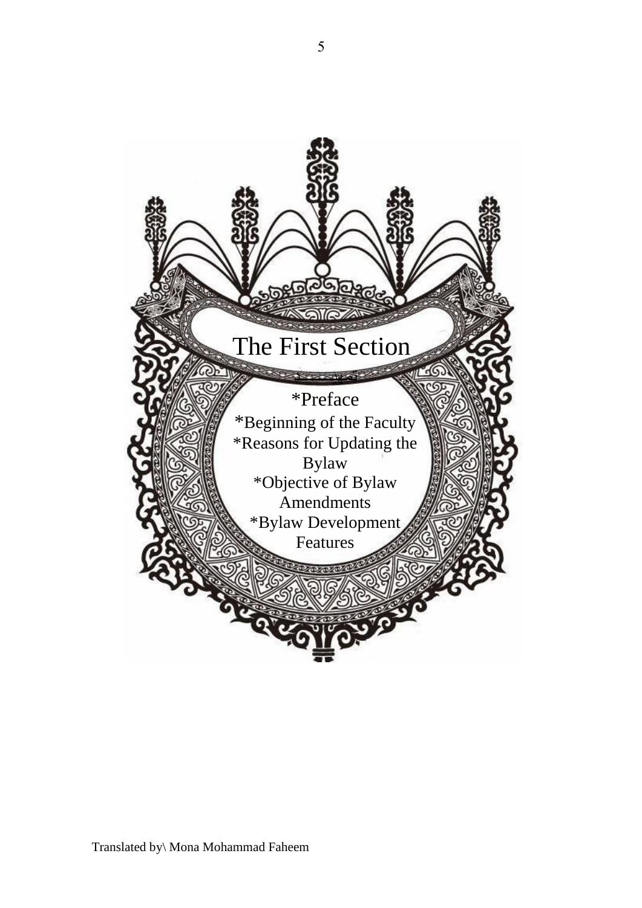# The First Section

*Preface
*Beginning of the Faculty
*Reasons for Updating the Bylaw
*Objective of Bylaw Amendments
*Bylaw Development Features

Translated by\ Mona Mohammad Faheem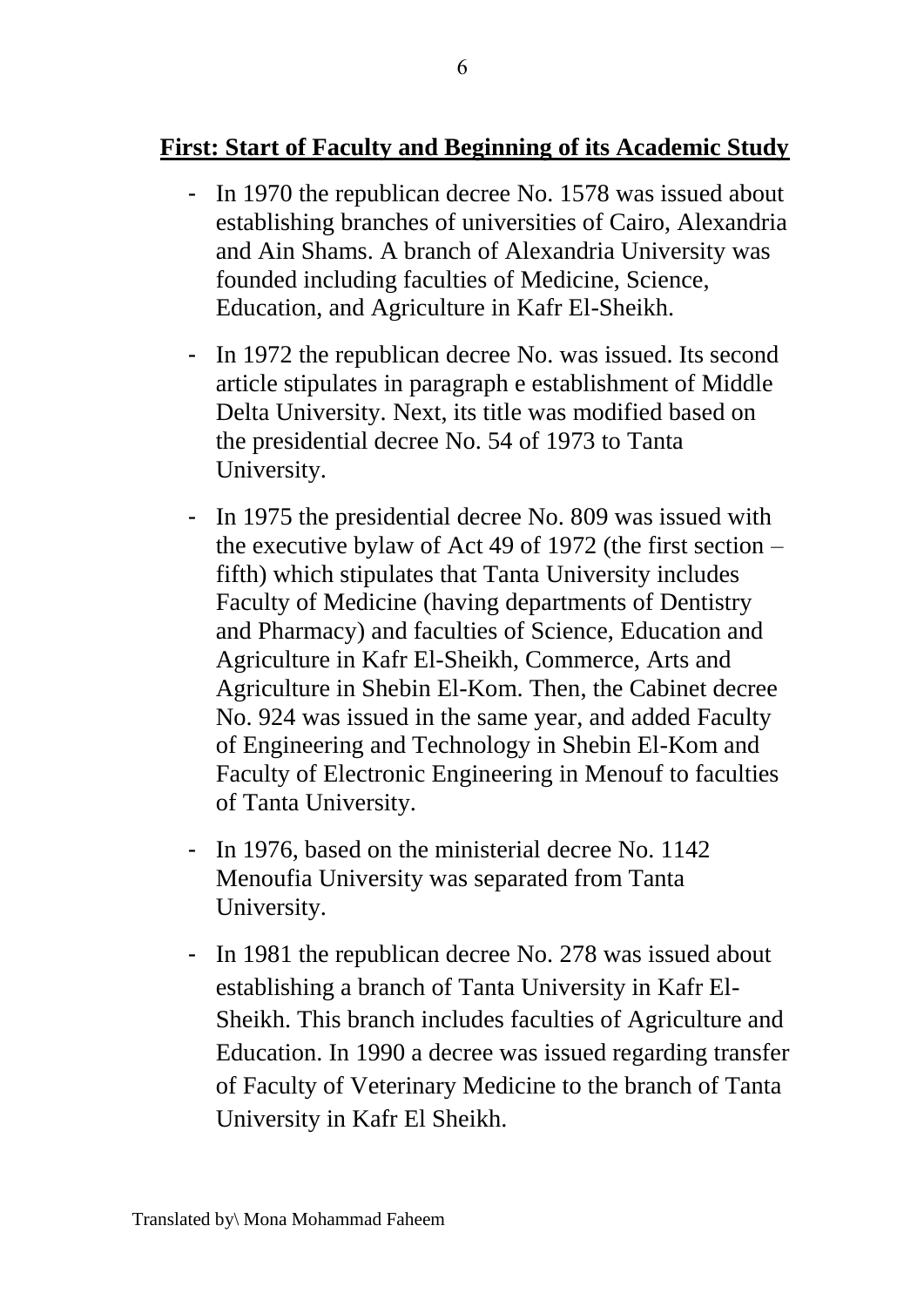## **First: Start of Faculty and Beginning of its Academic Study**

- In 1970 the republican decree No. 1578 was issued about establishing branches of universities of Cairo, Alexandria and Ain Shams. A branch of Alexandria University was founded including faculties of Medicine, Science, Education, and Agriculture in Kafr El-Sheikh.
- In 1972 the republican decree No. was issued. Its second article stipulates in paragraph e establishment of Middle Delta University. Next, its title was modified based on the presidential decree No. 54 of 1973 to Tanta University.
- In 1975 the presidential decree No. 809 was issued with the executive bylaw of Act 49 of 1972 (the first section – fifth) which stipulates that Tanta University includes Faculty of Medicine (having departments of Dentistry and Pharmacy) and faculties of Science, Education and Agriculture in Kafr El-Sheikh, Commerce, Arts and Agriculture in Shebin El-Kom. Then, the Cabinet decree No. 924 was issued in the same year, and added Faculty of Engineering and Technology in Shebin El-Kom and Faculty of Electronic Engineering in Menouf to faculties of Tanta University.
- In 1976, based on the ministerial decree No. 1142 Menoufia University was separated from Tanta University.
- In 1981 the republican decree No. 278 was issued about establishing a branch of Tanta University in Kafr El-Sheikh. This branch includes faculties of Agriculture and Education. In 1990 a decree was issued regarding transfer of Faculty of Veterinary Medicine to the branch of Tanta University in Kafr El Sheikh.

Translated by\ Mona Mohammad Faheem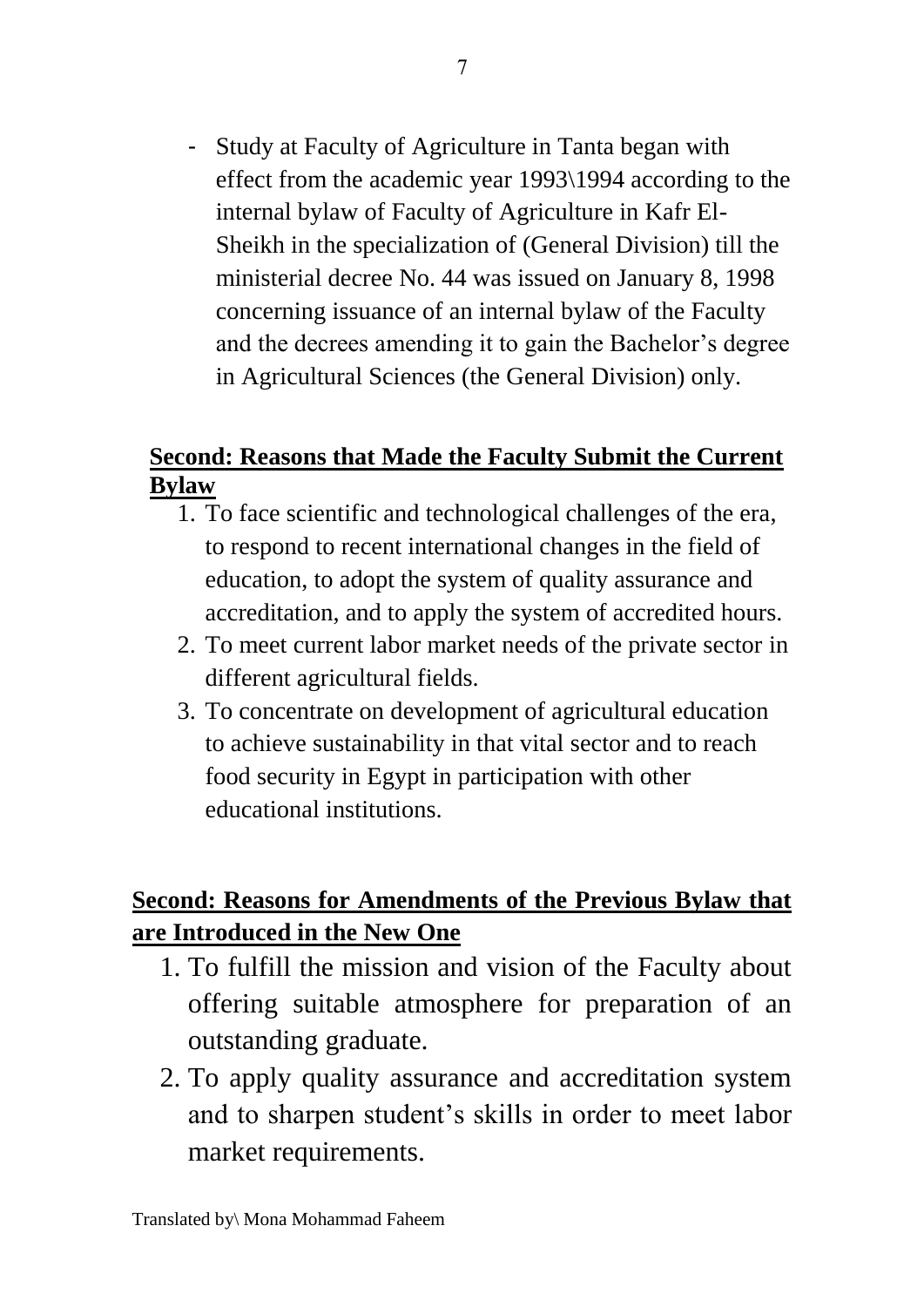- Study at Faculty of Agriculture in Tanta began with effect from the academic year 1993\1994 according to the internal bylaw of Faculty of Agriculture in Kafr El-Sheikh in the specialization of (General Division) till the ministerial decree No. 44 was issued on January 8, 1998 concerning issuance of an internal bylaw of the Faculty and the decrees amending it to gain the Bachelor's degree in Agricultural Sciences (the General Division) only.

## Second: Reasons that Made the Faculty Submit the Current Bylaw

1. To face scientific and technological challenges of the era, to respond to recent international changes in the field of education, to adopt the system of quality assurance and accreditation, and to apply the system of accredited hours.
2. To meet current labor market needs of the private sector in different agricultural fields.
3. To concentrate on development of agricultural education to achieve sustainability in that vital sector and to reach food security in Egypt in participation with other educational institutions.

## Second: Reasons for Amendments of the Previous Bylaw that are Introduced in the New One

1. To fulfill the mission and vision of the Faculty about offering suitable atmosphere for preparation of an outstanding graduate.
2. To apply quality assurance and accreditation system and to sharpen student's skills in order to meet labor market requirements.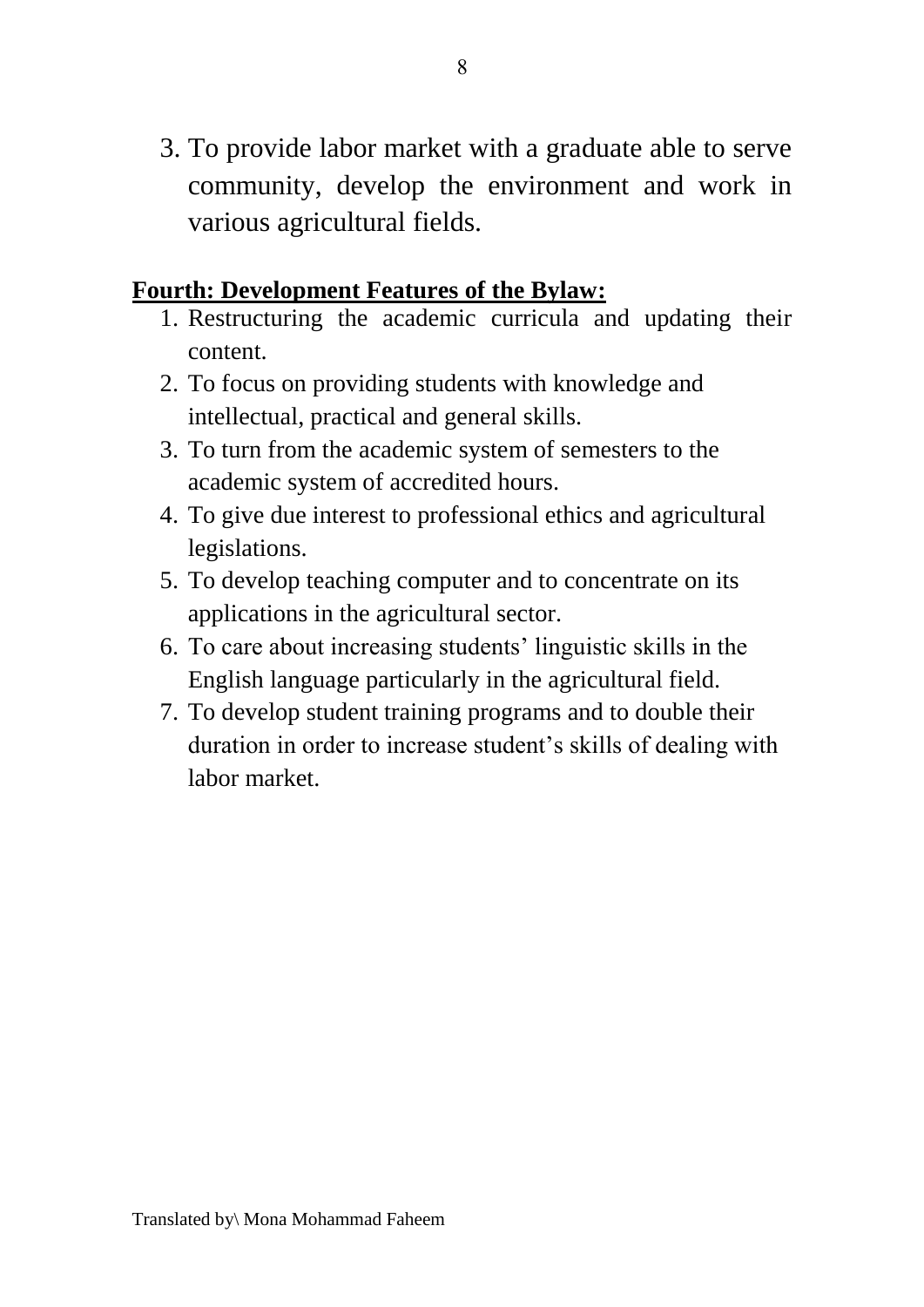3. To provide labor market with a graduate able to serve community, develop the environment and work in various agricultural fields.

**Fourth: Development Features of the Bylaw:**

1. Restructuring the academic curricula and updating their content.
2. To focus on providing students with knowledge and intellectual, practical and general skills.
3. To turn from the academic system of semesters to the academic system of accredited hours.
4. To give due interest to professional ethics and agricultural legislations.
5. To develop teaching computer and to concentrate on its applications in the agricultural sector.
6. To care about increasing students' linguistic skills in the English language particularly in the agricultural field.
7. To develop student training programs and to double their duration in order to increase student's skills of dealing with labor market.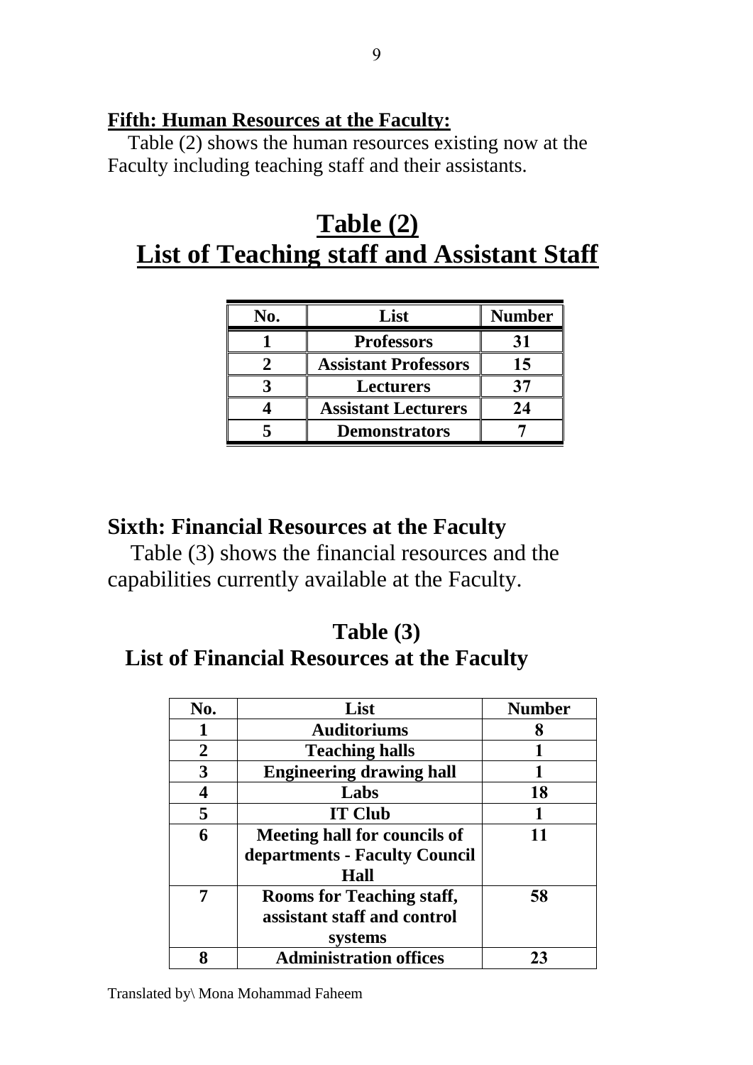**Fifth: Human Resources at the Faculty:**

Table (2) shows the human resources existing now at the Faculty including teaching staff and their assistants.

## Table (2)
## List of Teaching staff and Assistant Staff

| No. | List | Number |
|---|---|---|
| 1 | Professors | 31 |
| 2 | Assistant Professors | 15 |
| 3 | Lecturers | 37 |
| 4 | Assistant Lecturers | 24 |
| 5 | Demonstrators | 7 |

## Sixth: Financial Resources at the Faculty

Table (3) shows the financial resources and the capabilities currently available at the Faculty.

### Table (3)
### List of Financial Resources at the Faculty

| No. | List | Number |
|---|---|---|
| 1 | Auditoriums | 8 |
| 2 | Teaching halls | 1 |
| 3 | Engineering drawing hall | 1 |
| 4 | Labs | 18 |
| 5 | IT Club | 1 |
| 6 | Meeting hall for councils of departments - Faculty Council Hall | 11 |
| 7 | Rooms for Teaching staff, assistant staff and control systems | 58 |
| 8 | Administration offices | 23 |

Translated by\ Mona Mohammad Faheem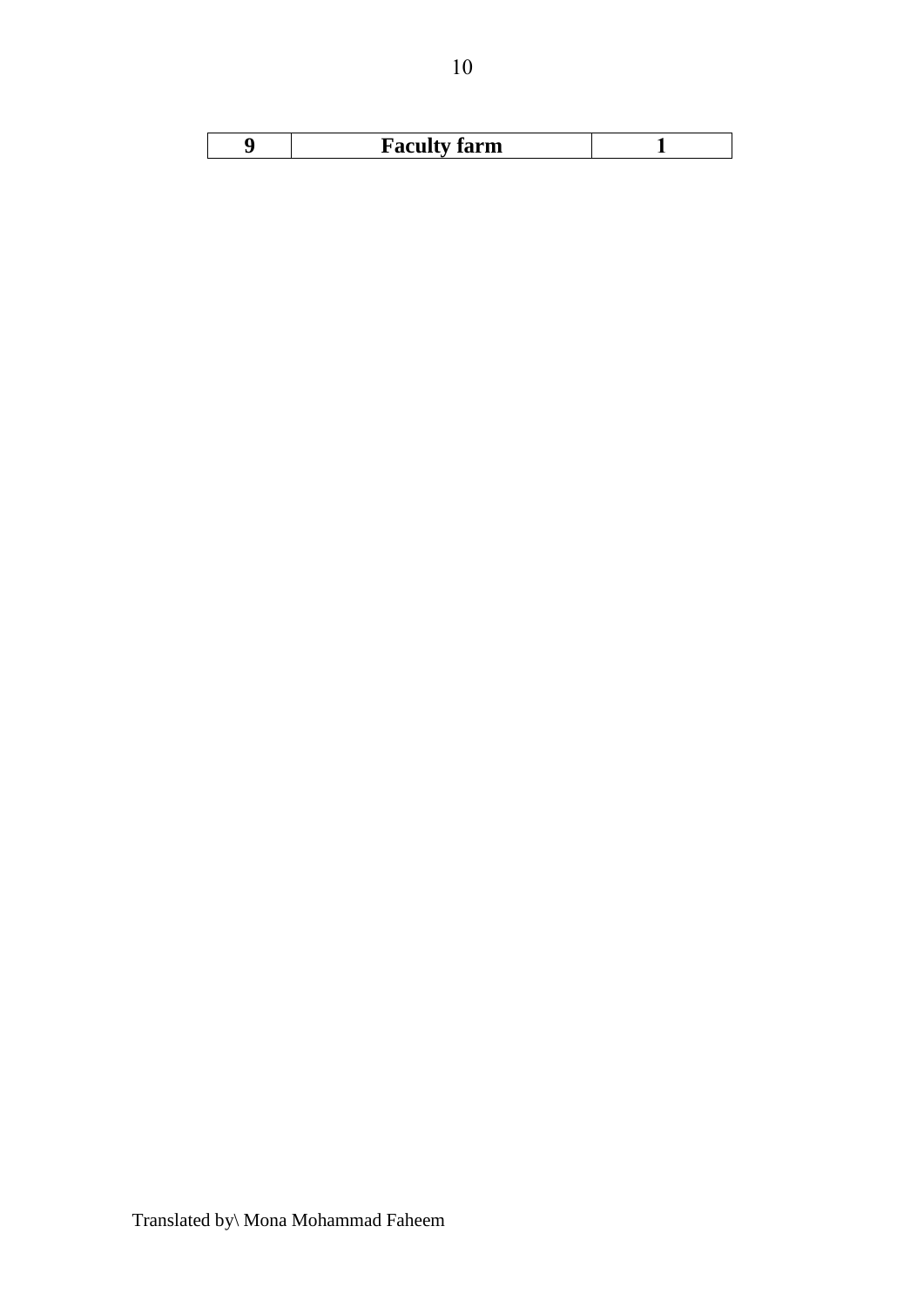| 9 | **Faculty farm** | 1 |
|---|---|---|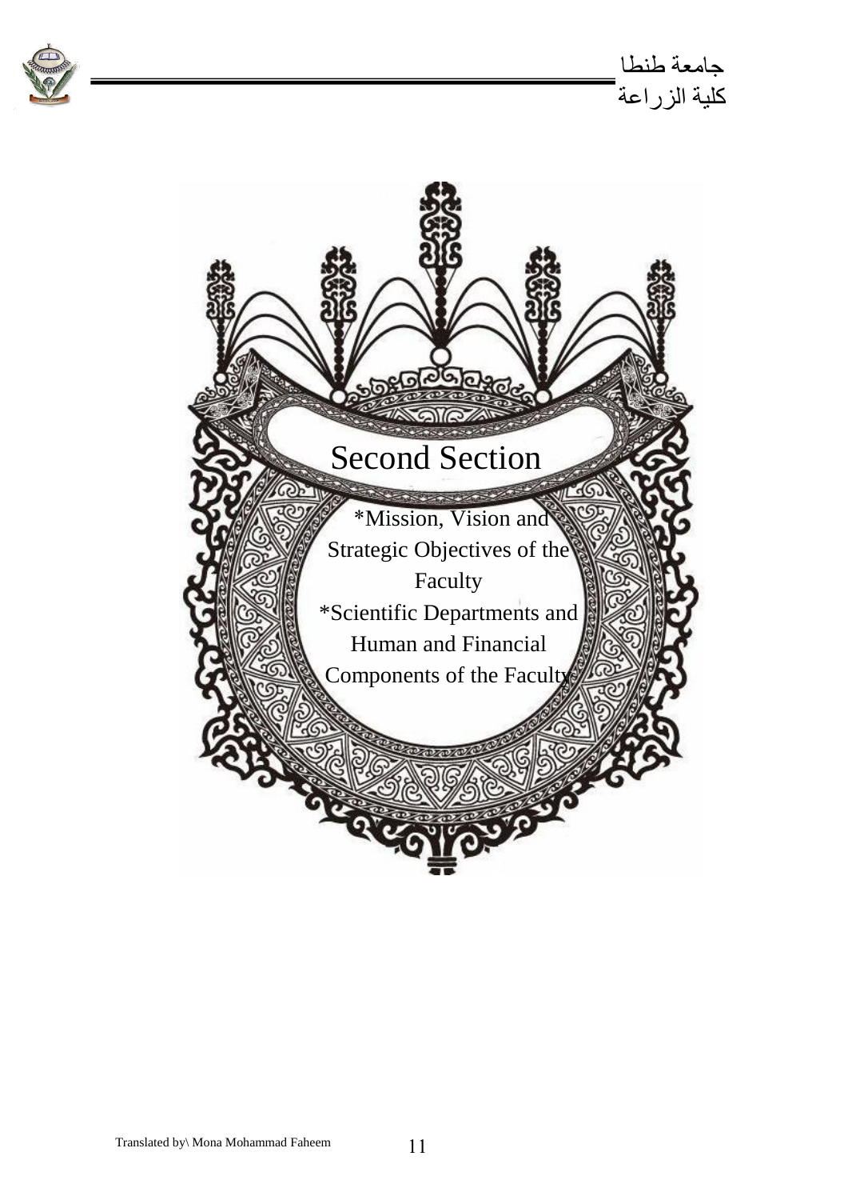# Second Section

*Mission, Vision and Strategic Objectives of the Faculty

*Scientific Departments and Human and Financial Components of the Faculty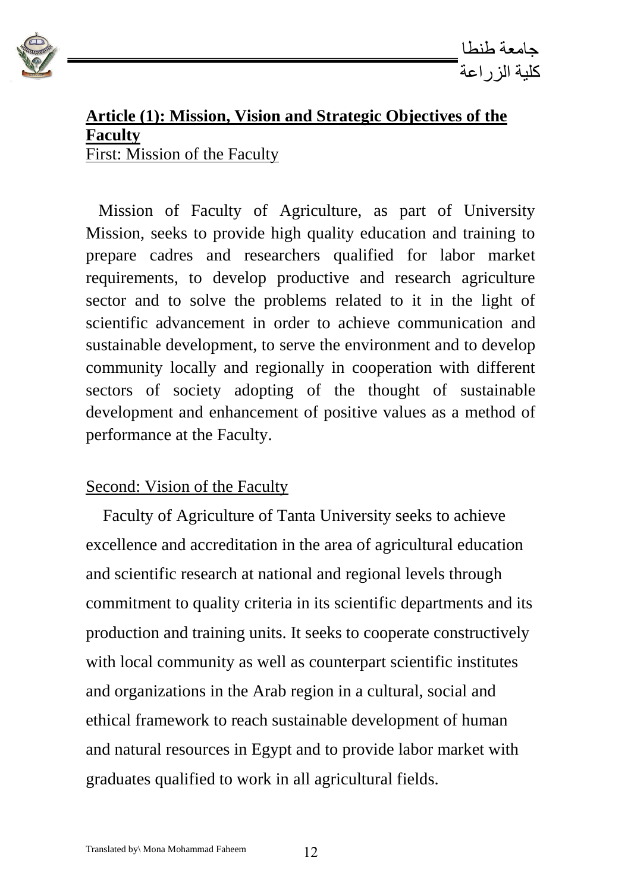**Article (1): Mission, Vision and Strategic Objectives of the Faculty**

First: Mission of the Faculty

Mission of Faculty of Agriculture, as part of University Mission, seeks to provide high quality education and training to prepare cadres and researchers qualified for labor market requirements, to develop productive and research agriculture sector and to solve the problems related to it in the light of scientific advancement in order to achieve communication and sustainable development, to serve the environment and to develop community locally and regionally in cooperation with different sectors of society adopting of the thought of sustainable development and enhancement of positive values as a method of performance at the Faculty.

Second: Vision of the Faculty

Faculty of Agriculture of Tanta University seeks to achieve excellence and accreditation in the area of agricultural education and scientific research at national and regional levels through commitment to quality criteria in its scientific departments and its production and training units. It seeks to cooperate constructively with local community as well as counterpart scientific institutes and organizations in the Arab region in a cultural, social and ethical framework to reach sustainable development of human and natural resources in Egypt and to provide labor market with graduates qualified to work in all agricultural fields.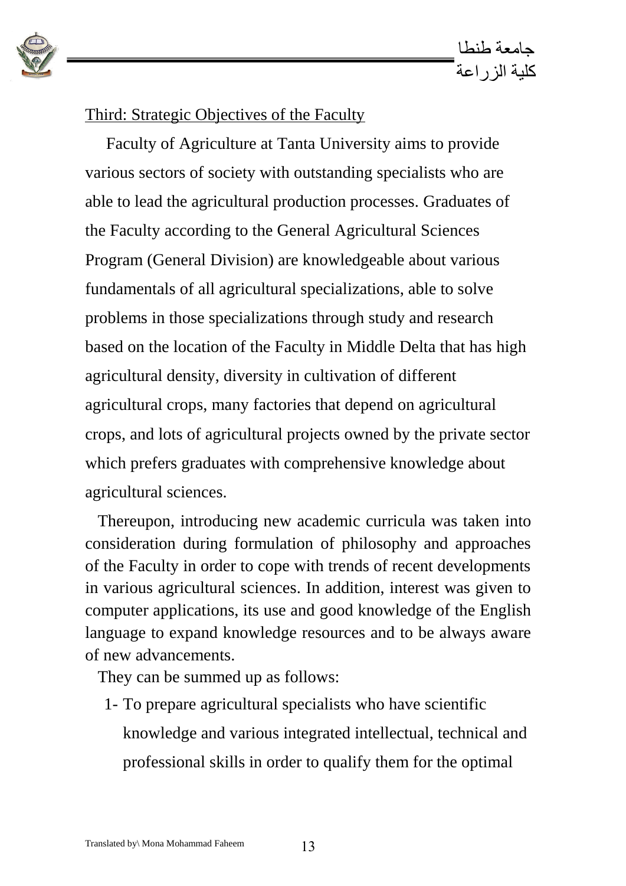## Third: Strategic Objectives of the Faculty

Faculty of Agriculture at Tanta University aims to provide various sectors of society with outstanding specialists who are able to lead the agricultural production processes. Graduates of the Faculty according to the General Agricultural Sciences Program (General Division) are knowledgeable about various fundamentals of all agricultural specializations, able to solve problems in those specializations through study and research based on the location of the Faculty in Middle Delta that has high agricultural density, diversity in cultivation of different agricultural crops, many factories that depend on agricultural crops, and lots of agricultural projects owned by the private sector which prefers graduates with comprehensive knowledge about agricultural sciences.

Thereupon, introducing new academic curricula was taken into consideration during formulation of philosophy and approaches of the Faculty in order to cope with trends of recent developments in various agricultural sciences. In addition, interest was given to computer applications, its use and good knowledge of the English language to expand knowledge resources and to be always aware of new advancements.

They can be summed up as follows:

1- To prepare agricultural specialists who have scientific knowledge and various integrated intellectual, technical and professional skills in order to qualify them for the optimal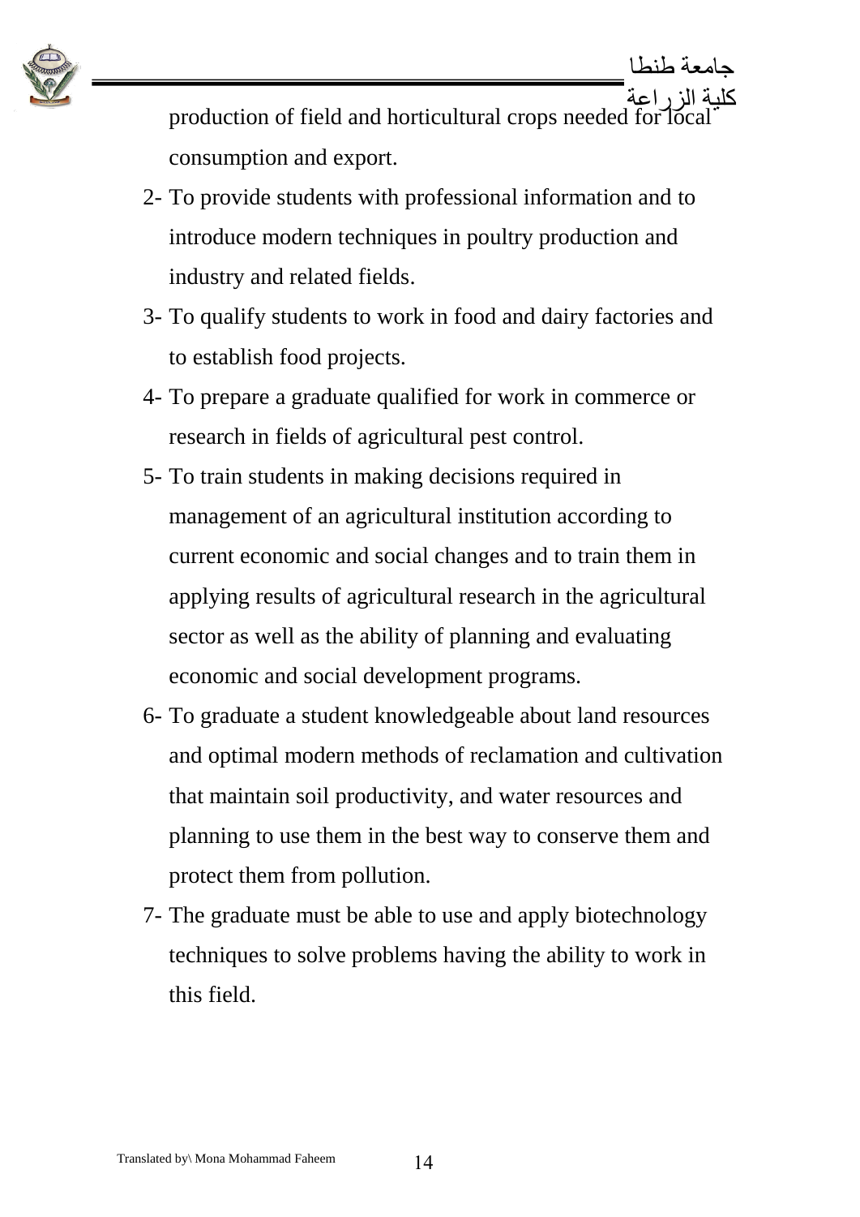production of field and horticultural crops needed for local consumption and export.

2- To provide students with professional information and to introduce modern techniques in poultry production and industry and related fields.

3- To qualify students to work in food and dairy factories and to establish food projects.

4- To prepare a graduate qualified for work in commerce or research in fields of agricultural pest control.

5- To train students in making decisions required in management of an agricultural institution according to current economic and social changes and to train them in applying results of agricultural research in the agricultural sector as well as the ability of planning and evaluating economic and social development programs.

6- To graduate a student knowledgeable about land resources and optimal modern methods of reclamation and cultivation that maintain soil productivity, and water resources and planning to use them in the best way to conserve them and protect them from pollution.

7- The graduate must be able to use and apply biotechnology techniques to solve problems having the ability to work in this field.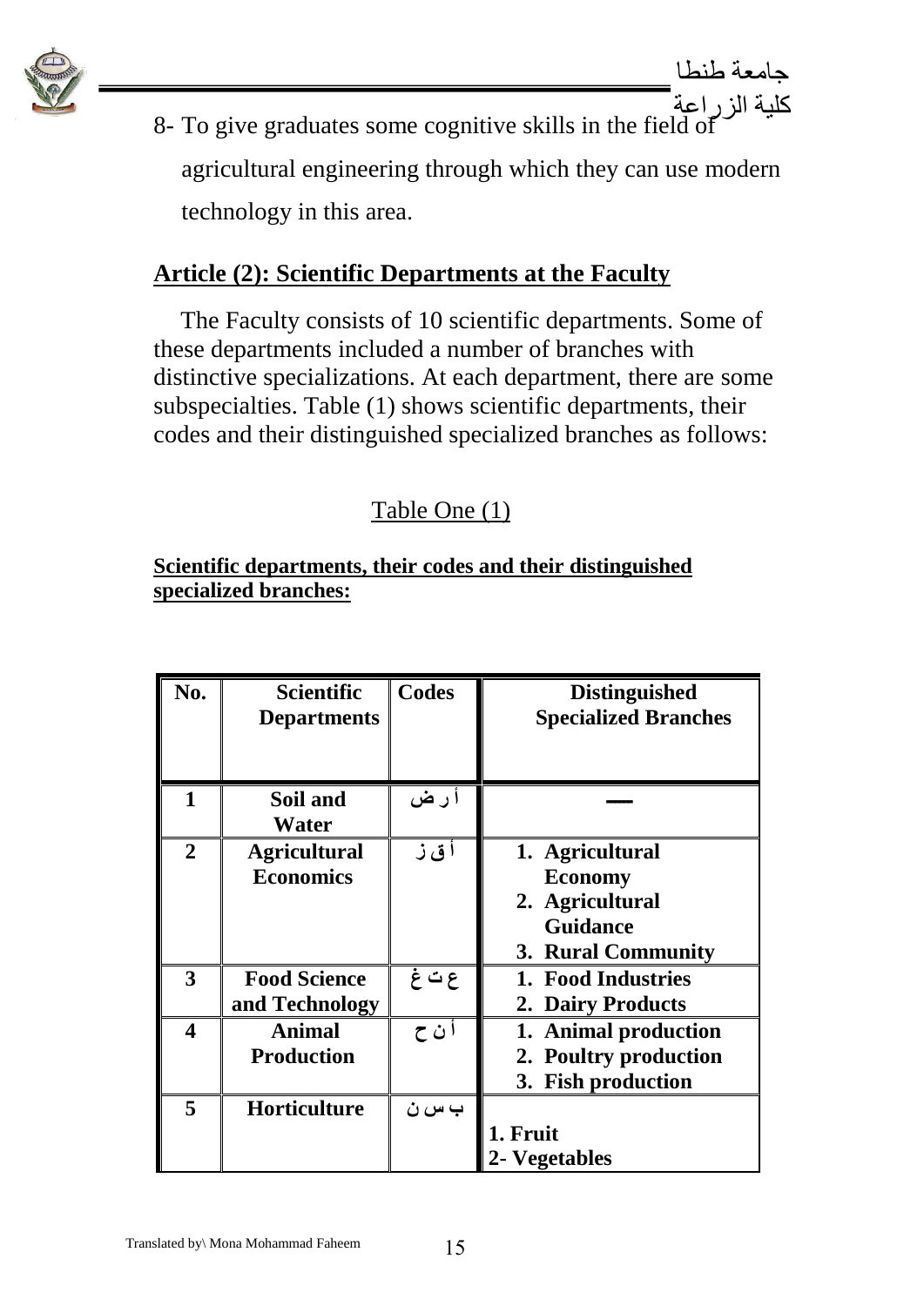8- To give graduates some cognitive skills in the field of agricultural engineering through which they can use modern technology in this area.

## Article (2): Scientific Departments at the Faculty

The Faculty consists of 10 scientific departments. Some of these departments included a number of branches with distinctive specializations. At each department, there are some subspecialties. Table (1) shows scientific departments, their codes and their distinguished specialized branches as follows:

Table One (1)

**Scientific departments, their codes and their distinguished specialized branches:**

| No. | Scientific Departments | Codes | Distinguished Specialized Branches |
|---|---|---|---|
| 1 | Soil and Water | أ ر ض | — |
| 2 | Agricultural Economics | أ ق ز | 1. Agricultural Economy<br>2. Agricultural Guidance<br>3. Rural Community |
| 3 | Food Science and Technology | ع ت غ | 1. Food Industries<br>2. Dairy Products |
| 4 | Animal Production | أ ن ح | 1. Animal production<br>2. Poultry production<br>3. Fish production |
| 5 | Horticulture | ب س ن | 1. Fruit<br>2- Vegetables |

Translated by\ Mona Mohammad Faheem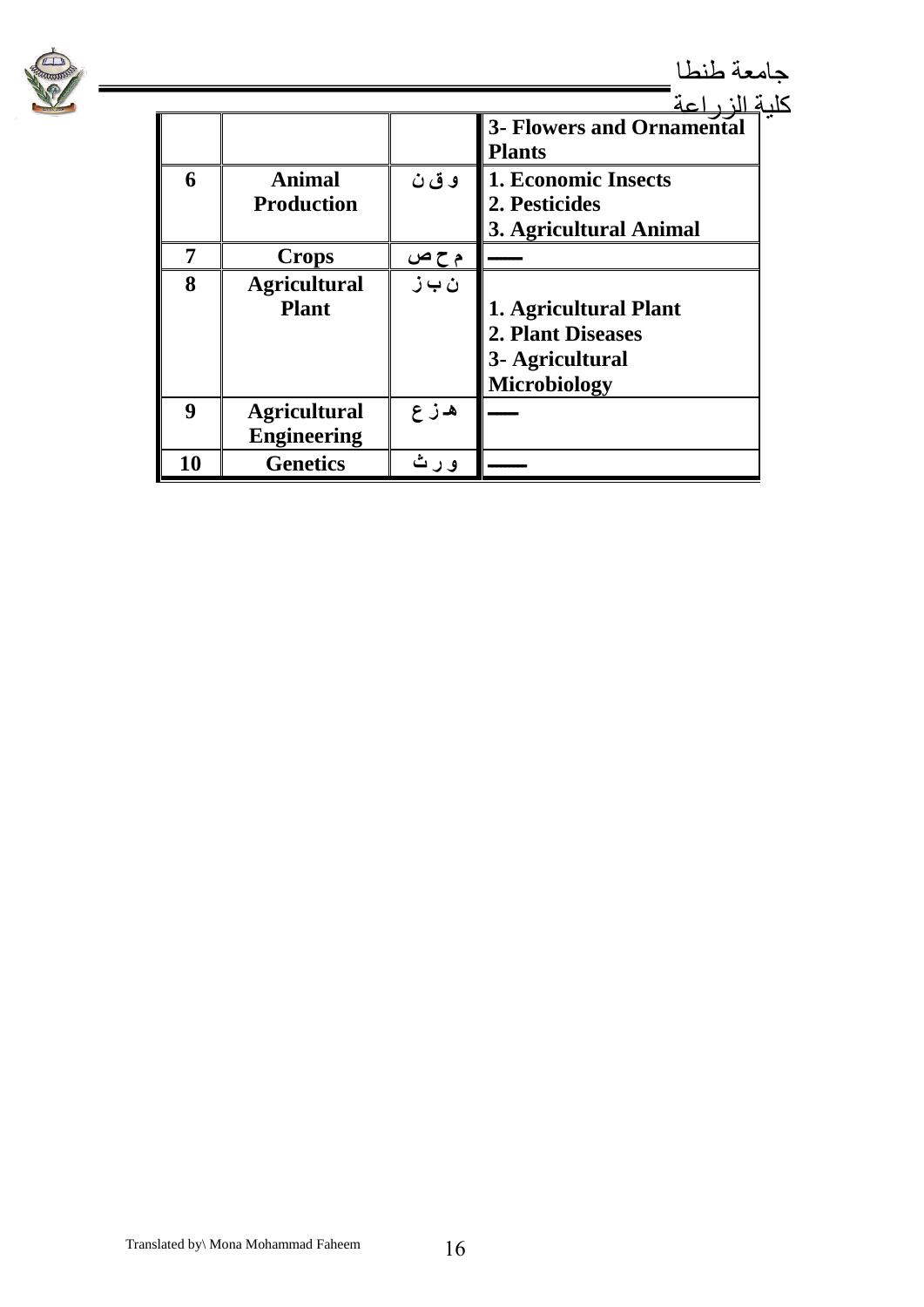| | | | 3- Flowers and Ornamental Plants |
|---|---|---|---|
| **6** | **Animal Production** | **و ق ن** | **1. Economic Insects**<br>**2. Pesticides**<br>**3. Agricultural Animal** |
| **7** | **Crops** | **م ح ص** | **——** |
| **8** | **Agricultural Plant** | **ن ب ز** | **1. Agricultural Plant**<br>**2. Plant Diseases**<br>**3- Agricultural Microbiology** |
| **9** | **Agricultural Engineering** | **هـ ز ع** | **——** |
| **10** | **Genetics** | **و ر ث** | **——** |

Translated by\ Mona Mohammad Faheem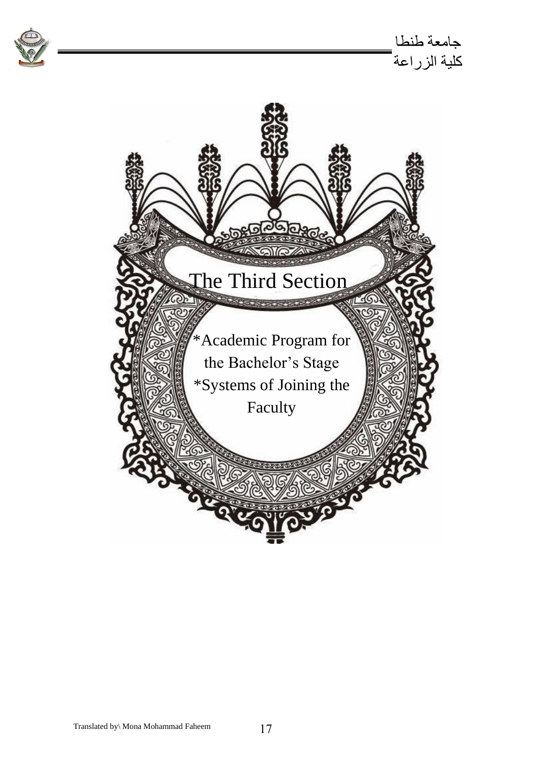# The Third Section

*Academic Program for the Bachelor's Stage

*Systems of Joining the Faculty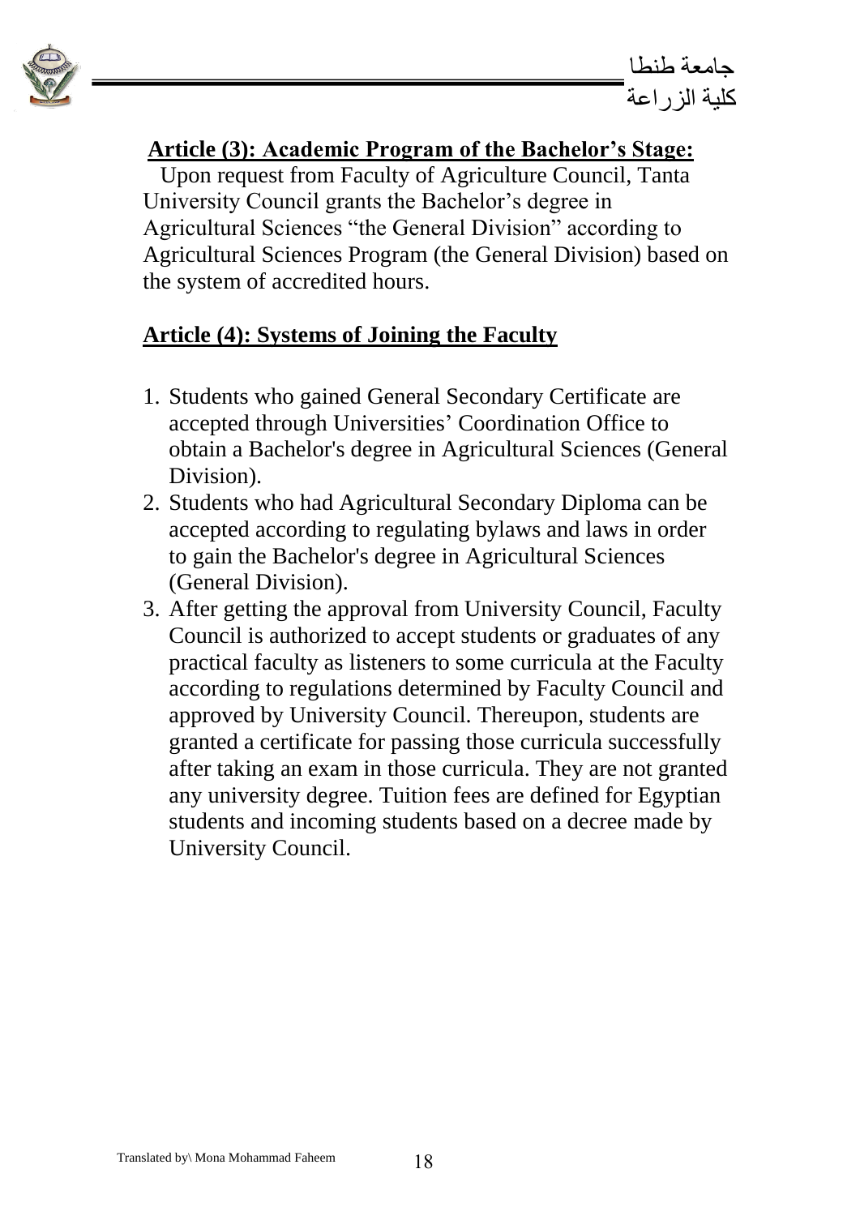## Article (3): Academic Program of the Bachelor's Stage:

Upon request from Faculty of Agriculture Council, Tanta University Council grants the Bachelor's degree in Agricultural Sciences "the General Division" according to Agricultural Sciences Program (the General Division) based on the system of accredited hours.

## Article (4): Systems of Joining the Faculty

1. Students who gained General Secondary Certificate are accepted through Universities' Coordination Office to obtain a Bachelor's degree in Agricultural Sciences (General Division).
2. Students who had Agricultural Secondary Diploma can be accepted according to regulating bylaws and laws in order to gain the Bachelor's degree in Agricultural Sciences (General Division).
3. After getting the approval from University Council, Faculty Council is authorized to accept students or graduates of any practical faculty as listeners to some curricula at the Faculty according to regulations determined by Faculty Council and approved by University Council. Thereupon, students are granted a certificate for passing those curricula successfully after taking an exam in those curricula. They are not granted any university degree. Tuition fees are defined for Egyptian students and incoming students based on a decree made by University Council.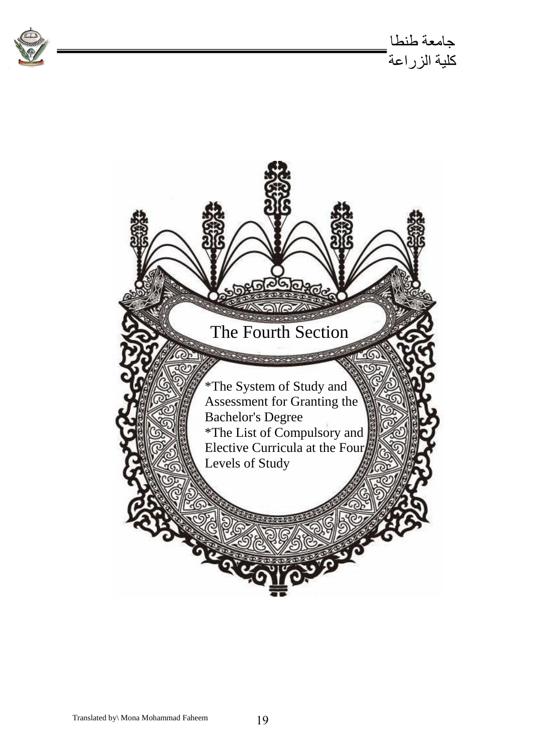# The Fourth Section

*The System of Study and Assessment for Granting the Bachelor's Degree

*The List of Compulsory and Elective Curricula at the Four Levels of Study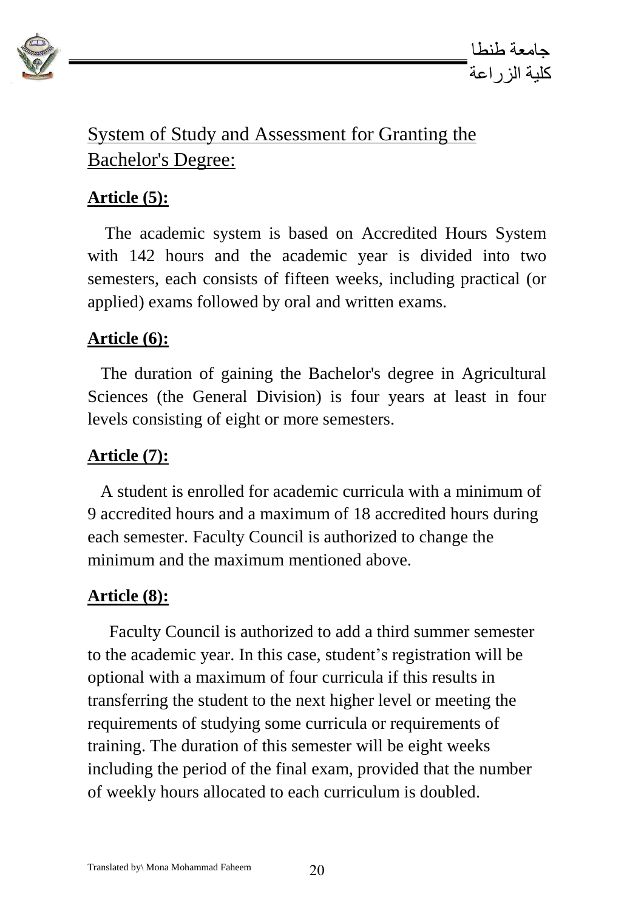## System of Study and Assessment for Granting the Bachelor's Degree:

**Article (5):**

The academic system is based on Accredited Hours System with 142 hours and the academic year is divided into two semesters, each consists of fifteen weeks, including practical (or applied) exams followed by oral and written exams.

**Article (6):**

The duration of gaining the Bachelor's degree in Agricultural Sciences (the General Division) is four years at least in four levels consisting of eight or more semesters.

**Article (7):**

A student is enrolled for academic curricula with a minimum of 9 accredited hours and a maximum of 18 accredited hours during each semester. Faculty Council is authorized to change the minimum and the maximum mentioned above.

**Article (8):**

Faculty Council is authorized to add a third summer semester to the academic year. In this case, student's registration will be optional with a maximum of four curricula if this results in transferring the student to the next higher level or meeting the requirements of studying some curricula or requirements of training. The duration of this semester will be eight weeks including the period of the final exam, provided that the number of weekly hours allocated to each curriculum is doubled.

Translated by\ Mona Mohammad Faheem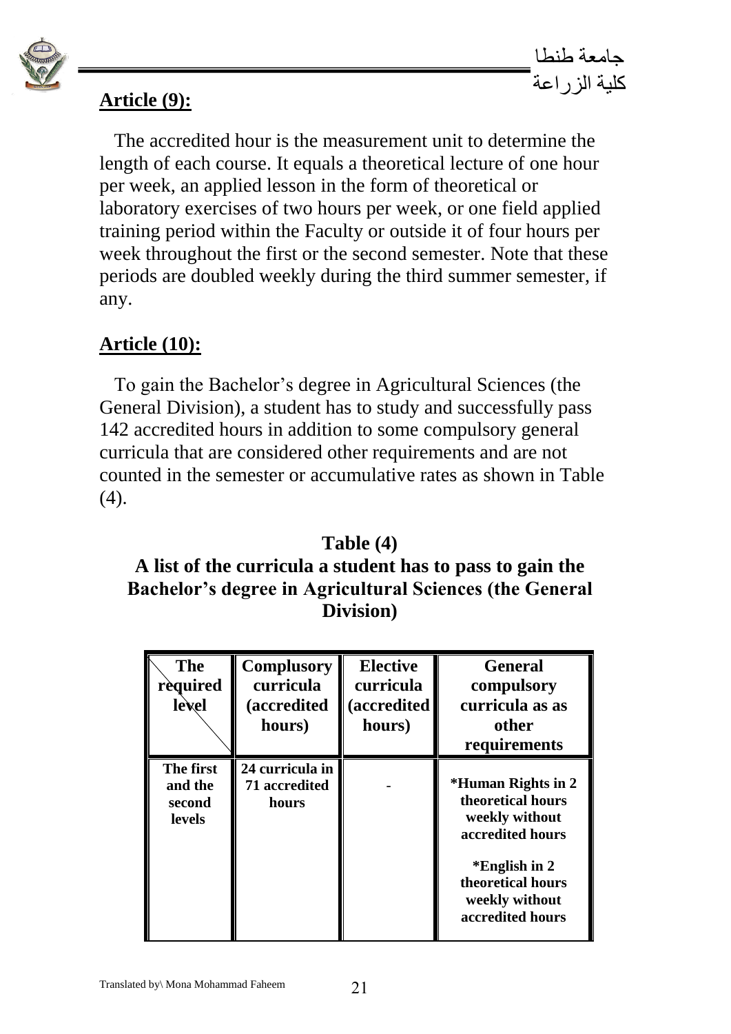**Article (9):**

The accredited hour is the measurement unit to determine the length of each course. It equals a theoretical lecture of one hour per week, an applied lesson in the form of theoretical or laboratory exercises of two hours per week, or one field applied training period within the Faculty or outside it of four hours per week throughout the first or the second semester. Note that these periods are doubled weekly during the third summer semester, if any.

**Article (10):**

To gain the Bachelor's degree in Agricultural Sciences (the General Division), a student has to study and successfully pass 142 accredited hours in addition to some compulsory general curricula that are considered other requirements and are not counted in the semester or accumulative rates as shown in Table (4).

**Table (4)**
**A list of the curricula a student has to pass to gain the Bachelor's degree in Agricultural Sciences (the General Division)**

| The required level | Complusory curricula (accredited hours) | Elective curricula (accredited hours) | General compulsory curricula as as other requirements |
|---|---|---|---|
| The first and the second levels | 24 curricula in 71 accredited hours | - | *Human Rights in 2 theoretical hours weekly without accredited hours<br>*English in 2 theoretical hours weekly without accredited hours |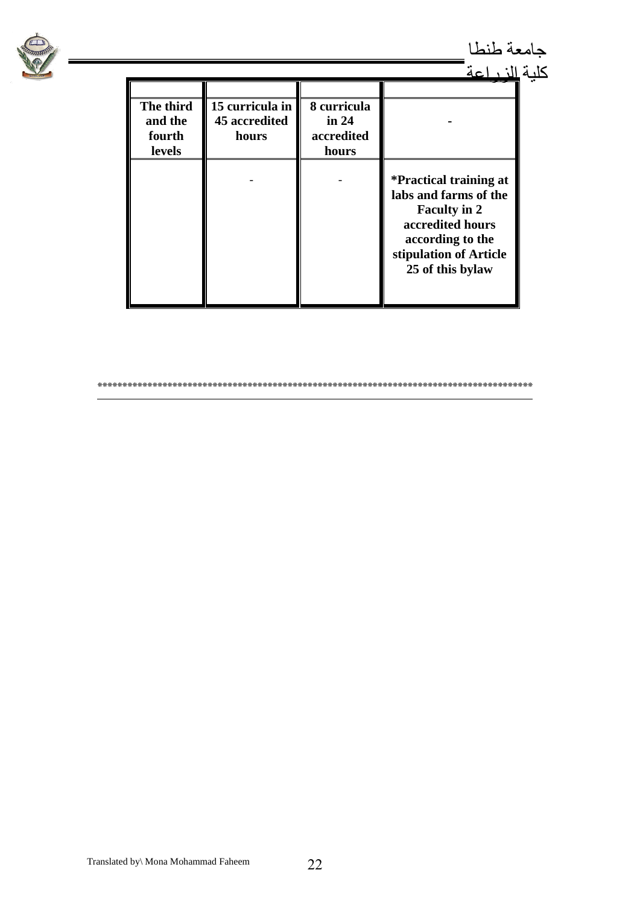| | | | |
|---|---|---|---|
| **The third and the fourth levels** | **15 curricula in 45 accredited hours** | **8 curricula in 24 accredited hours** | **-** |
| | - | - | ***Practical training at labs and farms of the Faculty in 2 accredited hours according to the stipulation of Article 25 of this bylaw** |

*****************************************************************************************

Translated by\ Mona Mohammad Faheem